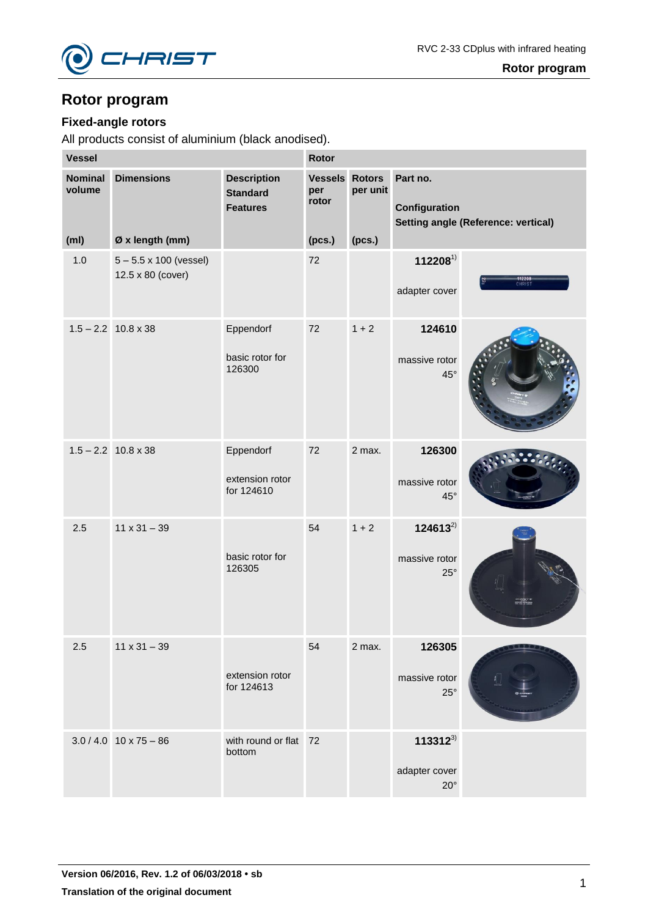# Rotor program

## Fixed-angle rotors

All products consist of aluminium (black anodised).

| Vessel | | | Rotor | | |
|---|---|---|---|---|---|
| Nominal volume | Dimensions | Description Standard Features | Vessels per rotor | Rotors per unit | Part no. Configuration Setting angle (Reference: vertical) |
| (ml) | Ø x length (mm) | | (pcs.) | (pcs.) | |
| 1.0 | 5 – 5.5 x 100 (vessel) 12.5 x 80 (cover) | | 72 | | **112208**[1) ] adapter cover |
| 1.5 – 2.2 | 10.8 x 38 | Eppendorf basic rotor for 126300 | 72 | 1 + 2 | **124610** massive rotor 45° |
| 1.5 – 2.2 | 10.8 x 38 | Eppendorf extension rotor for 124610 | 72 | 2 max. | **126300** massive rotor 45° |
| 2.5 | 11 x 31 – 39 | basic rotor for 126305 | 54 | 1 + 2 | **124613**[2)] massive rotor 25° |
| 2.5 | 11 x 31 – 39 | extension rotor for 124613 | 54 | 2 max. | **126305** massive rotor 25° |
| 3.0 / 4.0 | 10 x 75 – 86 | with round or flat bottom | 72 | | **113312**[3)] adapter cover 20° |

**Version 06/2016, Rev. 1.2 of 06/03/2018 • sb**

**Translation of the original document**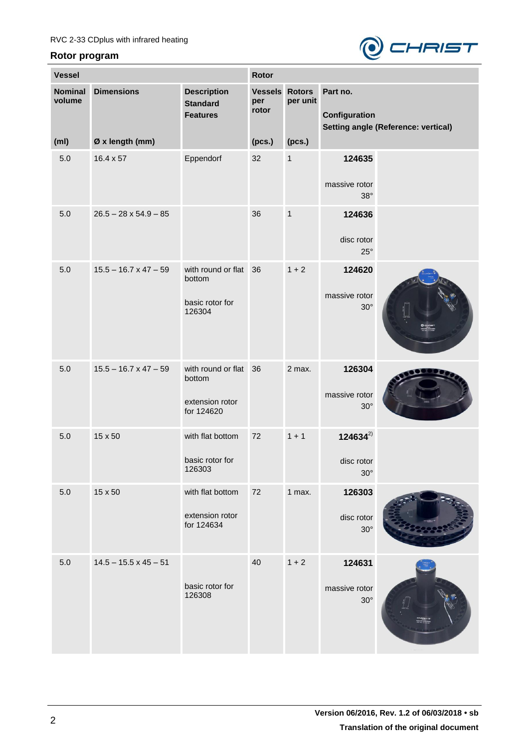## Rotor program

| Vessel | | | Rotor | | | |
|---|---|---|---|---|---|---|
| Nominal volume (ml) | Dimensions Ø x length (mm) | Description Standard Features | Vessels per rotor (pcs.) | Rotors per unit (pcs.) | Part no. Configuration Setting angle (Reference: vertical) | |
| 5.0 | 16.4 x 57 | Eppendorf | 32 | 1 | **124635** massive rotor 38° | |
| 5.0 | 26.5 – 28 x 54.9 – 85 | | 36 | 1 | **124636** disc rotor 25° | |
| 5.0 | 15.5 – 16.7 x 47 – 59 | with round or flat bottom basic rotor for 126304 | 36 | 1 + 2 | **124620** massive rotor 30° | |
| 5.0 | 15.5 – 16.7 x 47 – 59 | with round or flat bottom extension rotor for 124620 | 36 | 2 max. | **126304** massive rotor 30° | |
| 5.0 | 15 x 50 | with flat bottom basic rotor for 126303 | 72 | 1 + 1 | **124634**[2)] disc rotor 30° | |
| 5.0 | 15 x 50 | with flat bottom extension rotor for 124634 | 72 | 1 max. | **126303** disc rotor 30° | |
| 5.0 | 14.5 – 15.5 x 45 – 51 | basic rotor for 126308 | 40 | 1 + 2 | **124631** massive rotor 30° | |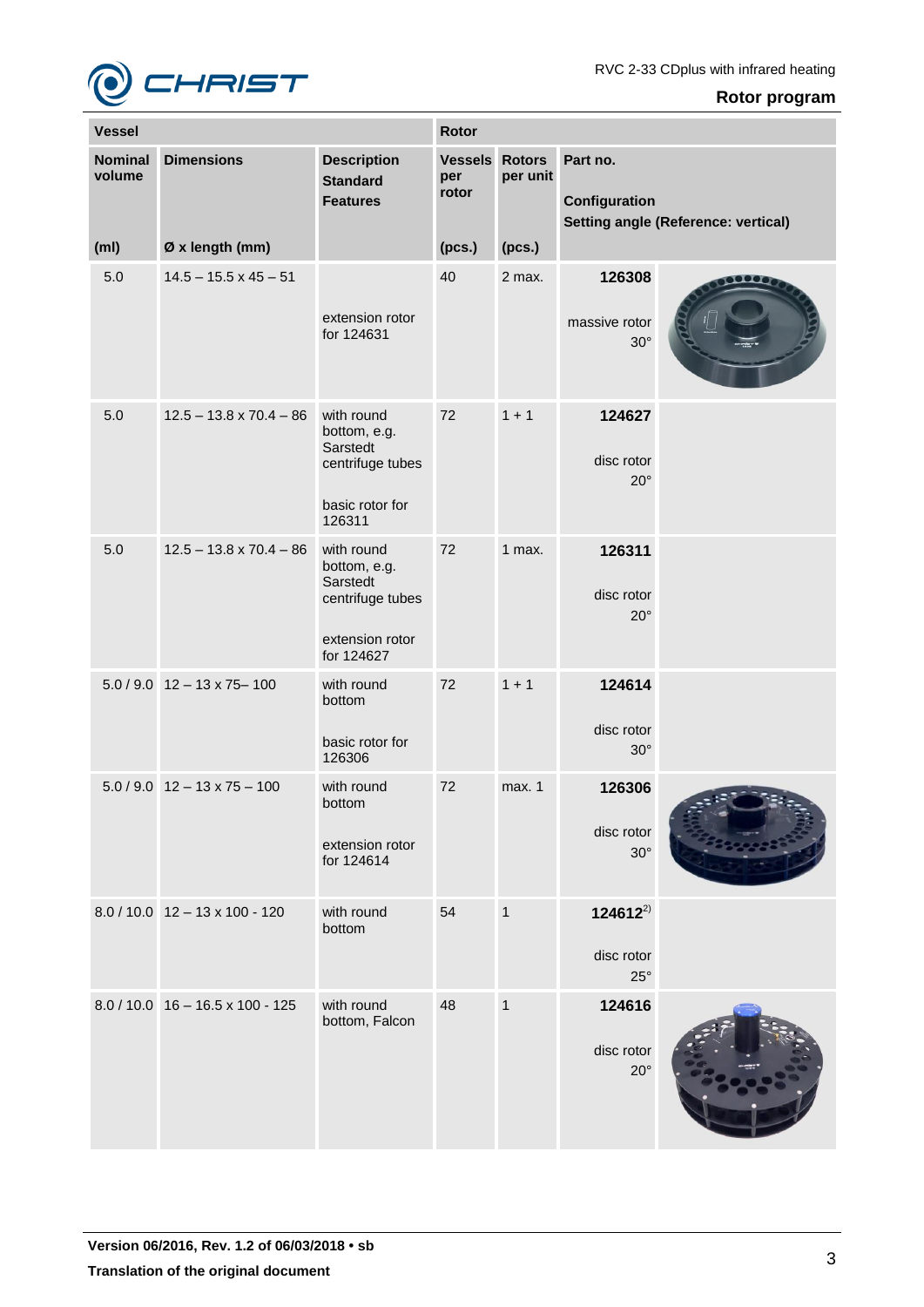## Rotor program

| Vessel | | | Rotor | | | |
|---|---|---|---|---|---|---|
| Nominal volume (ml) | Dimensions Ø x length (mm) | Description Standard Features | Vessels per rotor (pcs.) | Rotors per unit (pcs.) | Part no. Configuration Setting angle (Reference: vertical) | |
| 5.0 | 14.5 – 15.5 x 45 – 51 | extension rotor for 124631 | 40 | 2 max. | **126308** massive rotor 30° | |
| 5.0 | 12.5 – 13.8 x 70.4 – 86 | with round bottom, e.g. Sarstedt centrifuge tubes<br><br>basic rotor for 126311 | 72 | 1 + 1 | **124627** disc rotor 20° | |
| 5.0 | 12.5 – 13.8 x 70.4 – 86 | with round bottom, e.g. Sarstedt centrifuge tubes<br><br>extension rotor for 124627 | 72 | 1 max. | **126311** disc rotor 20° | |
| 5.0 / 9.0 | 12 – 13 x 75– 100 | with round bottom<br><br>basic rotor for 126306 | 72 | 1 + 1 | **124614** disc rotor 30° | |
| 5.0 / 9.0 | 12 – 13 x 75 – 100 | with round bottom<br><br>extension rotor for 124614 | 72 | max. 1 | **126306** disc rotor 30° | |
| 8.0 / 10.0 | 12 – 13 x 100 - 120 | with round bottom | 54 | 1 | **124612**[2)] disc rotor 25° | |
| 8.0 / 10.0 | 16 – 16.5 x 100 - 125 | with round bottom, Falcon | 48 | 1 | **124616** disc rotor 20° | |

**Version 06/2016, Rev. 1.2 of 06/03/2018 • sb**

**Translation of the original document**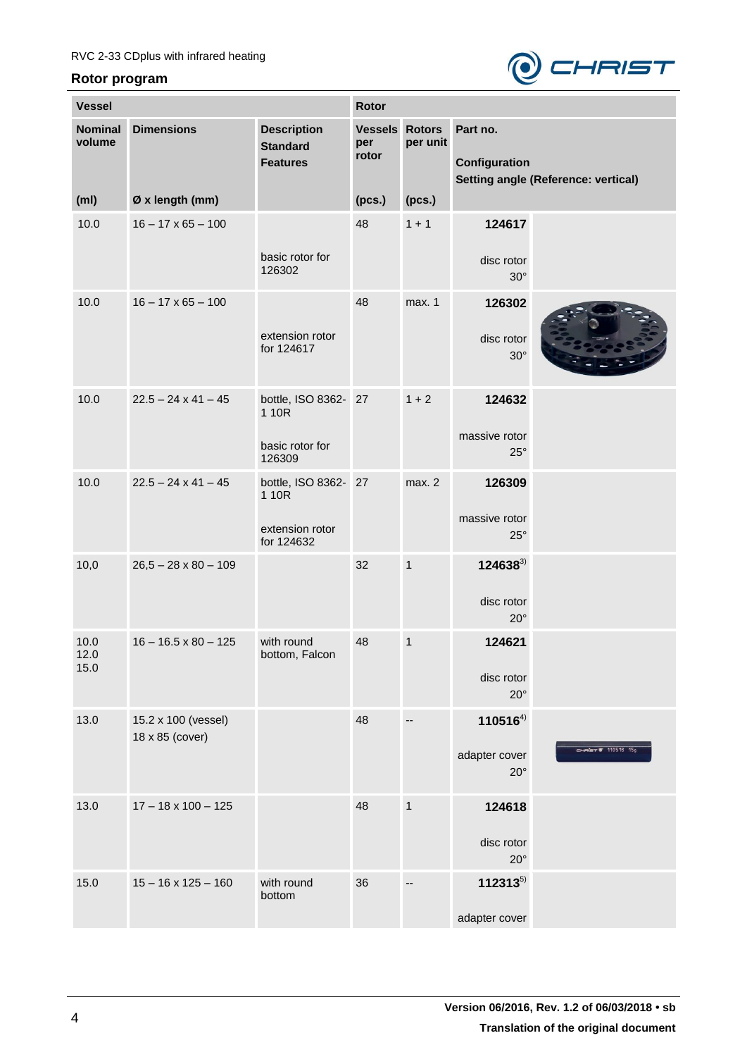RVC 2-33 CDplus with infrared heating

## Rotor program

| Vessel | | | Rotor | | |
|---|---|---|---|---|---|
| **Nominal volume** (ml) | **Dimensions** Ø x length (mm) | **Description Standard Features** | **Vessels per rotor** (pcs.) | **Rotors per unit** (pcs.) | **Part no.** **Configuration** **Setting angle (Reference: vertical)** |
| 10.0 | 16 – 17 x 65 – 100 | basic rotor for 126302 | 48 | 1 + 1 | **124617** disc rotor 30° |
| 10.0 | 16 – 17 x 65 – 100 | extension rotor for 124617 | 48 | max. 1 | **126302** disc rotor 30° |
| 10.0 | 22.5 – 24 x 41 – 45 | bottle, ISO 8362-1 10R basic rotor for 126309 | 27 | 1 + 2 | **124632** massive rotor 25° |
| 10.0 | 22.5 – 24 x 41 – 45 | bottle, ISO 8362-1 10R extension rotor for 124632 | 27 | max. 2 | **126309** massive rotor 25° |
| 10,0 | 26,5 – 28 x 80 – 109 | | 32 | 1 | **124638**[3)] disc rotor 20° |
| 10.0 12.0 15.0 | 16 – 16.5 x 80 – 125 | with round bottom, Falcon | 48 | 1 | **124621** disc rotor 20° |
| 13.0 | 15.2 x 100 (vessel) 18 x 85 (cover) | | 48 | -- | **110516**[4)] adapter cover 20° |
| 13.0 | 17 – 18 x 100 – 125 | | 48 | 1 | **124618** disc rotor 20° |
| 15.0 | 15 – 16 x 125 – 160 | with round bottom | 36 | -- | **112313**[5)] adapter cover |

Version 06/2016, Rev. 1.2 of 06/03/2018 • sb

Translation of the original document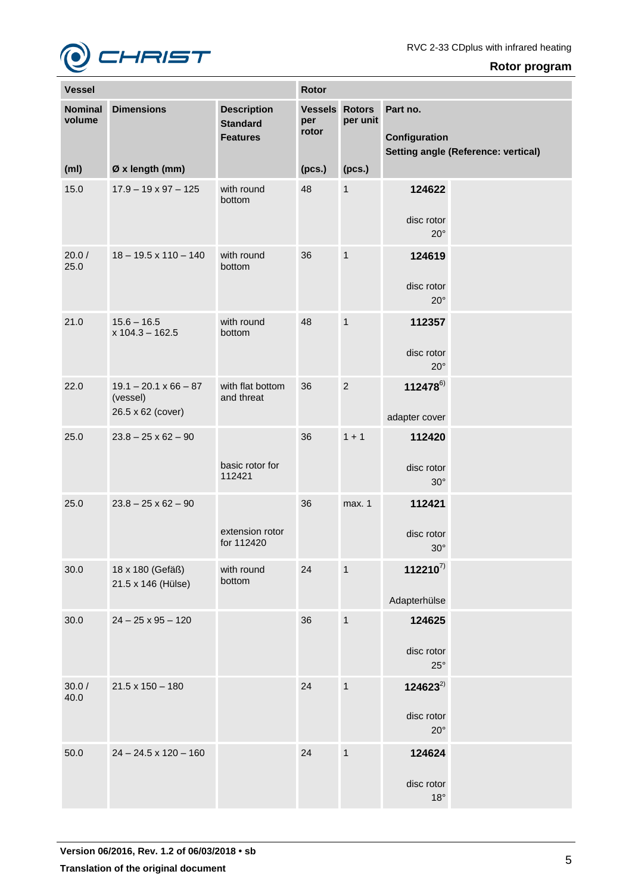| Vessel | | | Rotor | | |
|---|---|---|---|---|---|
| Nominal volume | Dimensions | Description<br>Standard<br>Features | Vessels per rotor | Rotors per unit | Part no.<br><br>Configuration<br>Setting angle (Reference: vertical) |
| (ml) | Ø x length (mm) | | (pcs.) | (pcs.) | |
| 15.0 | 17.9 – 19 x 97 – 125 | with round bottom | 48 | 1 | **124622**<br><br>disc rotor<br>20° |
| 20.0 / 25.0 | 18 – 19.5 x 110 – 140 | with round bottom | 36 | 1 | **124619**<br><br>disc rotor<br>20° |
| 21.0 | 15.6 – 16.5 x 104.3 – 162.5 | with round bottom | 48 | 1 | **112357**<br><br>disc rotor<br>20° |
| 22.0 | 19.1 – 20.1 x 66 – 87 (vessel)<br>26.5 x 62 (cover) | with flat bottom and threat | 36 | 2 | **112478**[6)]<br><br>adapter cover |
| 25.0 | 23.8 – 25 x 62 – 90 | basic rotor for 112421 | 36 | 1 + 1 | **112420**<br><br>disc rotor<br>30° |
| 25.0 | 23.8 – 25 x 62 – 90 | extension rotor for 112420 | 36 | max. 1 | **112421**<br><br>disc rotor<br>30° |
| 30.0 | 18 x 180 (Gefäß)<br>21.5 x 146 (Hülse) | with round bottom | 24 | 1 | **112210**[7)]<br><br>Adapterhülse |
| 30.0 | 24 – 25 x 95 – 120 | | 36 | 1 | **124625**<br><br>disc rotor<br>25° |
| 30.0 / 40.0 | 21.5 x 150 – 180 | | 24 | 1 | **124623**[2)]<br><br>disc rotor<br>20° |
| 50.0 | 24 – 24.5 x 120 – 160 | | 24 | 1 | **124624**<br><br>disc rotor<br>18° |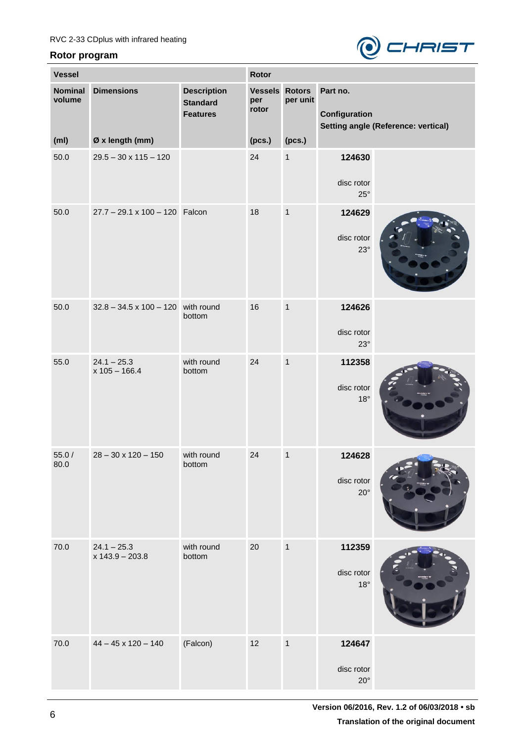RVC 2-33 CDplus with infrared heating

## Rotor program

| Vessel | | | Rotor | | |
|---|---|---|---|---|---|
| **Nominal volume** (ml) | **Dimensions** Ø x length (mm) | **Description** **Standard** **Features** | **Vessels per rotor** (pcs.) | **Rotors per unit** (pcs.) | **Part no.** **Configuration** **Setting angle (Reference: vertical)** |
| 50.0 | 29.5 – 30 x 115 – 120 | | 24 | 1 | **124630** disc rotor 25° |
| 50.0 | 27.7 – 29.1 x 100 – 120 | Falcon | 18 | 1 | **124629** disc rotor 23° |
| 50.0 | 32.8 – 34.5 x 100 – 120 | with round bottom | 16 | 1 | **124626** disc rotor 23° |
| 55.0 | 24.1 – 25.3 x 105 – 166.4 | with round bottom | 24 | 1 | **112358** disc rotor 18° |
| 55.0 / 80.0 | 28 – 30 x 120 – 150 | with round bottom | 24 | 1 | **124628** disc rotor 20° |
| 70.0 | 24.1 – 25.3 x 143.9 – 203.8 | with round bottom | 20 | 1 | **112359** disc rotor 18° |
| 70.0 | 44 – 45 x 120 – 140 | (Falcon) | 12 | 1 | **124647** disc rotor 20° |

Version 06/2016, Rev. 1.2 of 06/03/2018 • sb

Translation of the original document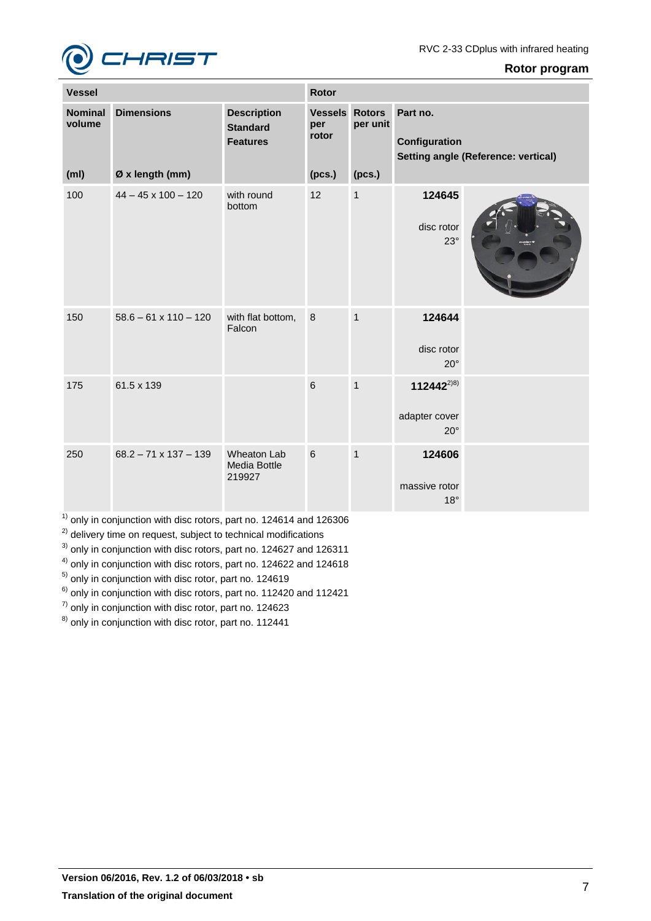## Rotor program

| Vessel | | | Rotor | | |
|---|---|---|---|---|---|
| Nominal volume (ml) | Dimensions Ø x length (mm) | Description Standard Features | Vessels per rotor (pcs.) | Rotors per unit (pcs.) | Part no. Configuration Setting angle (Reference: vertical) |
| 100 | 44 – 45 x 100 – 120 | with round bottom | 12 | 1 | **124645** disc rotor 23° |
| 150 | 58.6 – 61 x 110 – 120 | with flat bottom, Falcon | 8 | 1 | **124644** disc rotor 20° |
| 175 | 61.5 x 139 | | 6 | 1 | **112442**[2)8)] adapter cover 20° |
| 250 | 68.2 – 71 x 137 – 139 | Wheaton Lab Media Bottle 219927 | 6 | 1 | **124606** massive rotor 18° |

[1)] only in conjunction with disc rotors, part no. 124614 and 126306
[2)] delivery time on request, subject to technical modifications
[3)] only in conjunction with disc rotors, part no. 124627 and 126311
[4)] only in conjunction with disc rotors, part no. 124622 and 124618
[5)] only in conjunction with disc rotor, part no. 124619
[6)] only in conjunction with disc rotors, part no. 112420 and 112421
[7)] only in conjunction with disc rotor, part no. 124623
[8)] only in conjunction with disc rotor, part no. 112441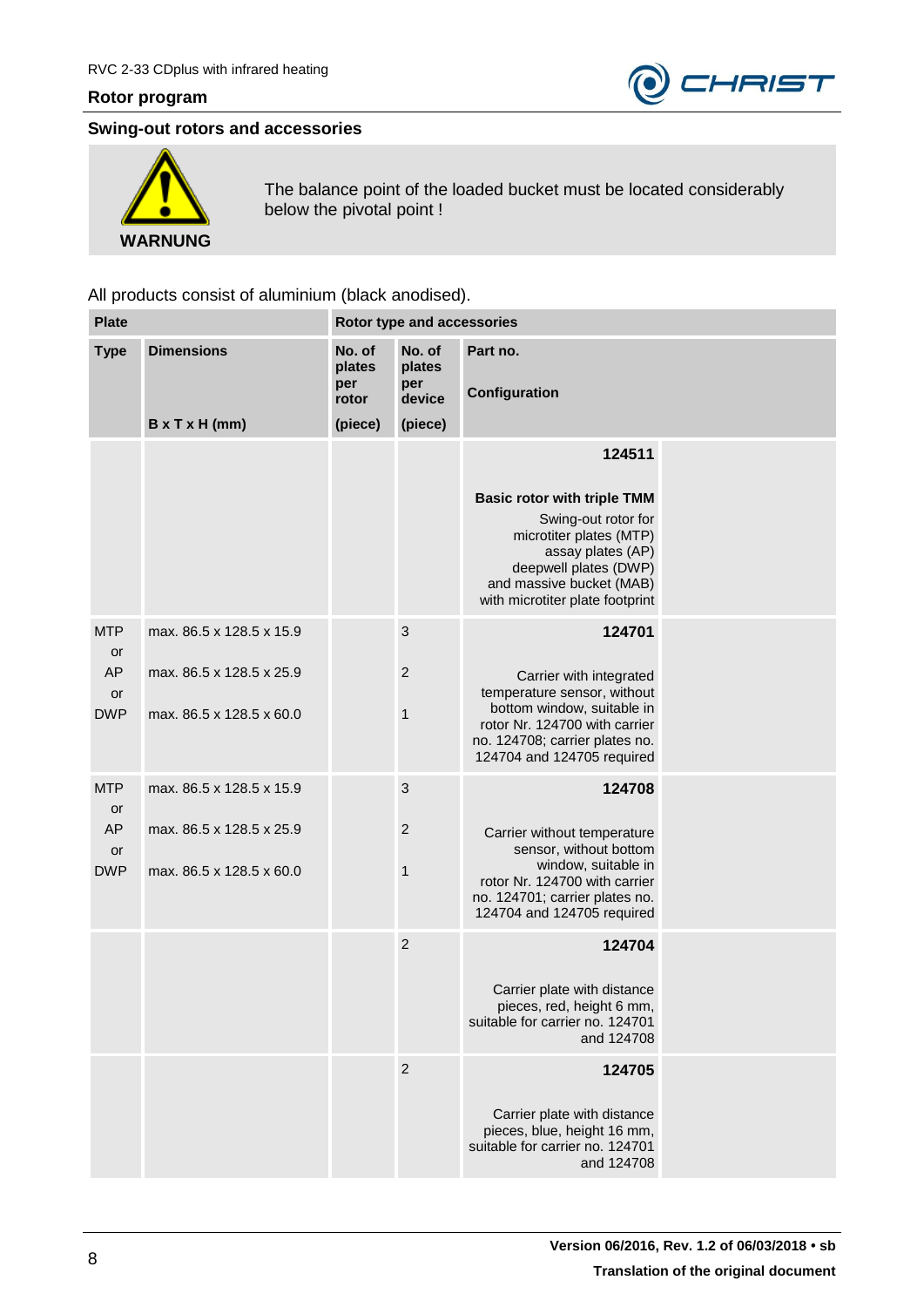## Swing-out rotors and accessories

**WARNUNG**

The balance point of the loaded bucket must be located considerably below the pivotal point !

All products consist of aluminium (black anodised).

| Plate | | Rotor type and accessories | | | |
|---|---|---|---|---|---|
| **Type** | **Dimensions**<br><br>**B x T x H (mm)** | **No. of plates per rotor**<br><br>**(piece)** | **No. of plates per device**<br><br>**(piece)** | **Part no.**<br><br>**Configuration** | |
| | | | | **124511**<br><br>**Basic rotor with triple TMM**<br>Swing-out rotor for microtiter plates (MTP) assay plates (AP) deepwell plates (DWP) and massive bucket (MAB) with microtiter plate footprint | |
| MTP<br>or<br>AP<br>or<br>DWP | max. 86.5 x 128.5 x 15.9<br><br>max. 86.5 x 128.5 x 25.9<br><br>max. 86.5 x 128.5 x 60.0 | | 3<br><br>2<br><br>1 | **124701**<br><br>Carrier with integrated temperature sensor, without bottom window, suitable in rotor Nr. 124700 with carrier no. 124708; carrier plates no. 124704 and 124705 required | |
| MTP<br>or<br>AP<br>or<br>DWP | max. 86.5 x 128.5 x 15.9<br><br>max. 86.5 x 128.5 x 25.9<br><br>max. 86.5 x 128.5 x 60.0 | | 3<br><br>2<br><br>1 | **124708**<br><br>Carrier without temperature sensor, without bottom window, suitable in rotor Nr. 124700 with carrier no. 124701; carrier plates no. 124704 and 124705 required | |
| | | | 2 | **124704**<br><br>Carrier plate with distance pieces, red, height 6 mm, suitable for carrier no. 124701 and 124708 | |
| | | | 2 | **124705**<br><br>Carrier plate with distance pieces, blue, height 16 mm, suitable for carrier no. 124701 and 124708 | |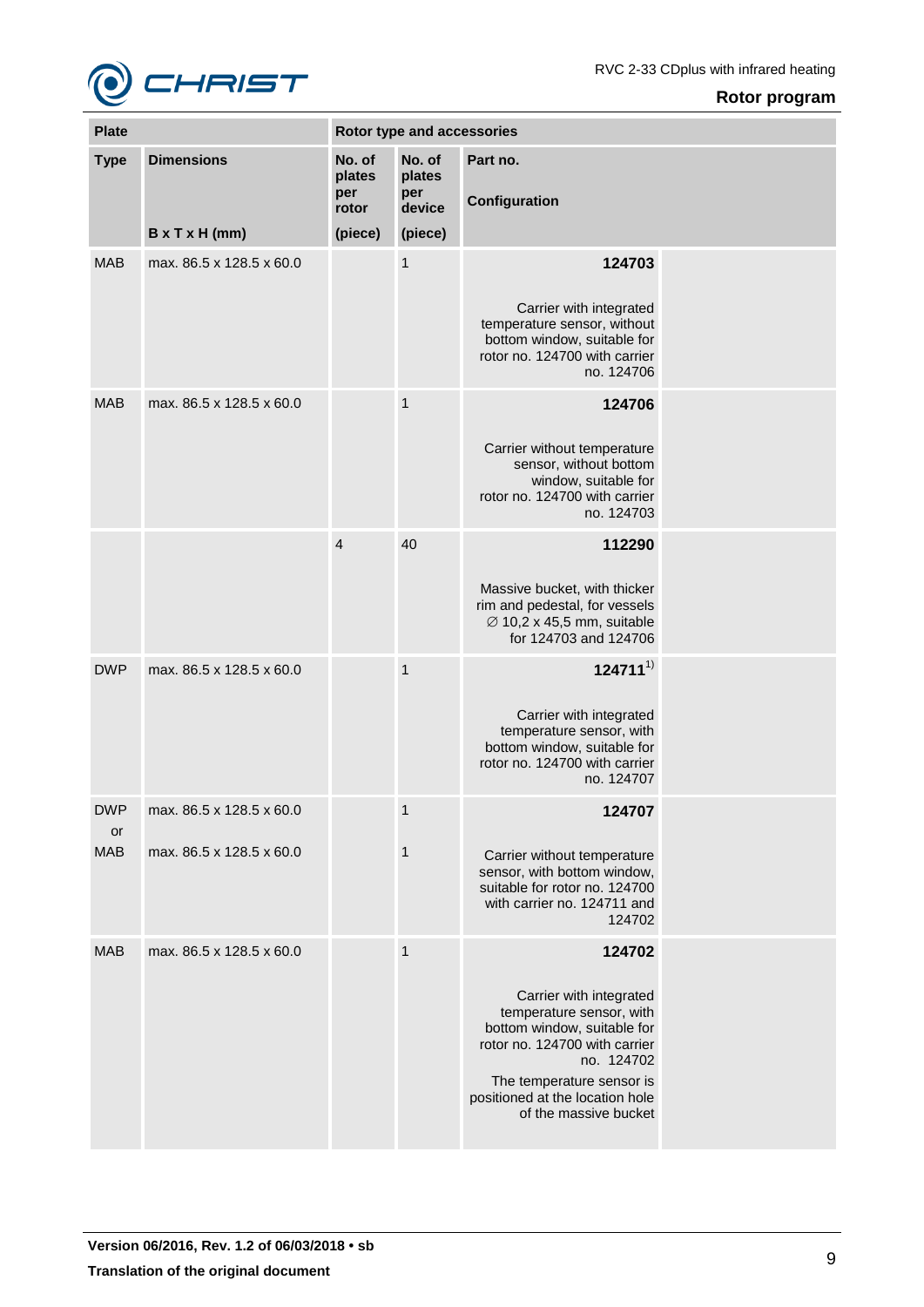## Rotor program

| Plate | | Rotor type and accessories | | | |
|---|---|---|---|---|---|
| **Type** | **Dimensions** B x T x H (mm) | **No. of plates per rotor** (piece) | **No. of plates per device** (piece) | **Part no.** Configuration | |
| MAB | max. 86.5 x 128.5 x 60.0 | | 1 | **124703** Carrier with integrated temperature sensor, without bottom window, suitable for rotor no. 124700 with carrier no. 124706 | |
| MAB | max. 86.5 x 128.5 x 60.0 | | 1 | **124706** Carrier without temperature sensor, without bottom window, suitable for rotor no. 124700 with carrier no. 124703 | |
| | | 4 | 40 | **112290** Massive bucket, with thicker rim and pedestal, for vessels ∅ 10,2 x 45,5 mm, suitable for 124703 and 124706 | |
| DWP | max. 86.5 x 128.5 x 60.0 | | 1 | **124711**[1)] Carrier with integrated temperature sensor, with bottom window, suitable for rotor no. 124700 with carrier no. 124707 | |
| DWP or MAB | max. 86.5 x 128.5 x 60.0 / max. 86.5 x 128.5 x 60.0 | | 1 / 1 | **124707** Carrier without temperature sensor, with bottom window, suitable for rotor no. 124700 with carrier no. 124711 and 124702 | |
| MAB | max. 86.5 x 128.5 x 60.0 | | 1 | **124702** Carrier with integrated temperature sensor, with bottom window, suitable for rotor no. 124700 with carrier no. 124702 The temperature sensor is positioned at the location hole of the massive bucket | |

**Version 06/2016, Rev. 1.2 of 06/03/2018 • sb**

**Translation of the original document**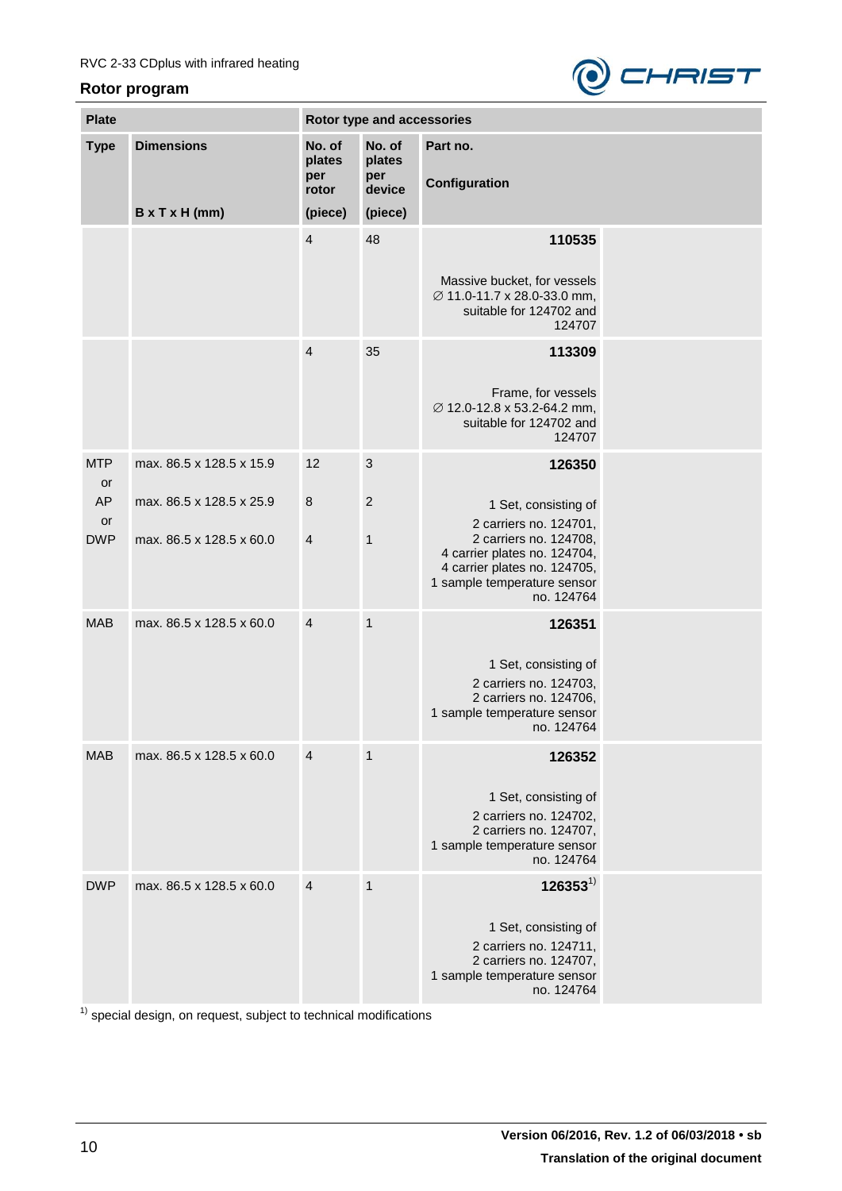RVC 2-33 CDplus with infrared heating

## Rotor program

| Plate | | Rotor type and accessories | | |
|---|---|---|---|---|
| **Type** | **Dimensions** B x T x H (mm) | **No. of plates per rotor** (piece) | **No. of plates per device** (piece) | **Part no.** **Configuration** |
| | | 4 | 48 | **110535** Massive bucket, for vessels ∅ 11.0-11.7 x 28.0-33.0 mm, suitable for 124702 and 124707 |
| | | 4 | 35 | **113309** Frame, for vessels ∅ 12.0-12.8 x 53.2-64.2 mm, suitable for 124702 and 124707 |
| MTP or AP or DWP | max. 86.5 x 128.5 x 15.9 / max. 86.5 x 128.5 x 25.9 / max. 86.5 x 128.5 x 60.0 | 12 / 8 / 4 | 3 / 2 / 1 | **126350** 1 Set, consisting of 2 carriers no. 124701, 2 carriers no. 124708, 4 carrier plates no. 124704, 4 carrier plates no. 124705, 1 sample temperature sensor no. 124764 |
| MAB | max. 86.5 x 128.5 x 60.0 | 4 | 1 | **126351** 1 Set, consisting of 2 carriers no. 124703, 2 carriers no. 124706, 1 sample temperature sensor no. 124764 |
| MAB | max. 86.5 x 128.5 x 60.0 | 4 | 1 | **126352** 1 Set, consisting of 2 carriers no. 124702, 2 carriers no. 124707, 1 sample temperature sensor no. 124764 |
| DWP | max. 86.5 x 128.5 x 60.0 | 4 | 1 | **126353**[1] 1 Set, consisting of 2 carriers no. 124711, 2 carriers no. 124707, 1 sample temperature sensor no. 124764 |

[1] special design, on request, subject to technical modifications

Version 06/2016, Rev. 1.2 of 06/03/2018 • sb

Translation of the original document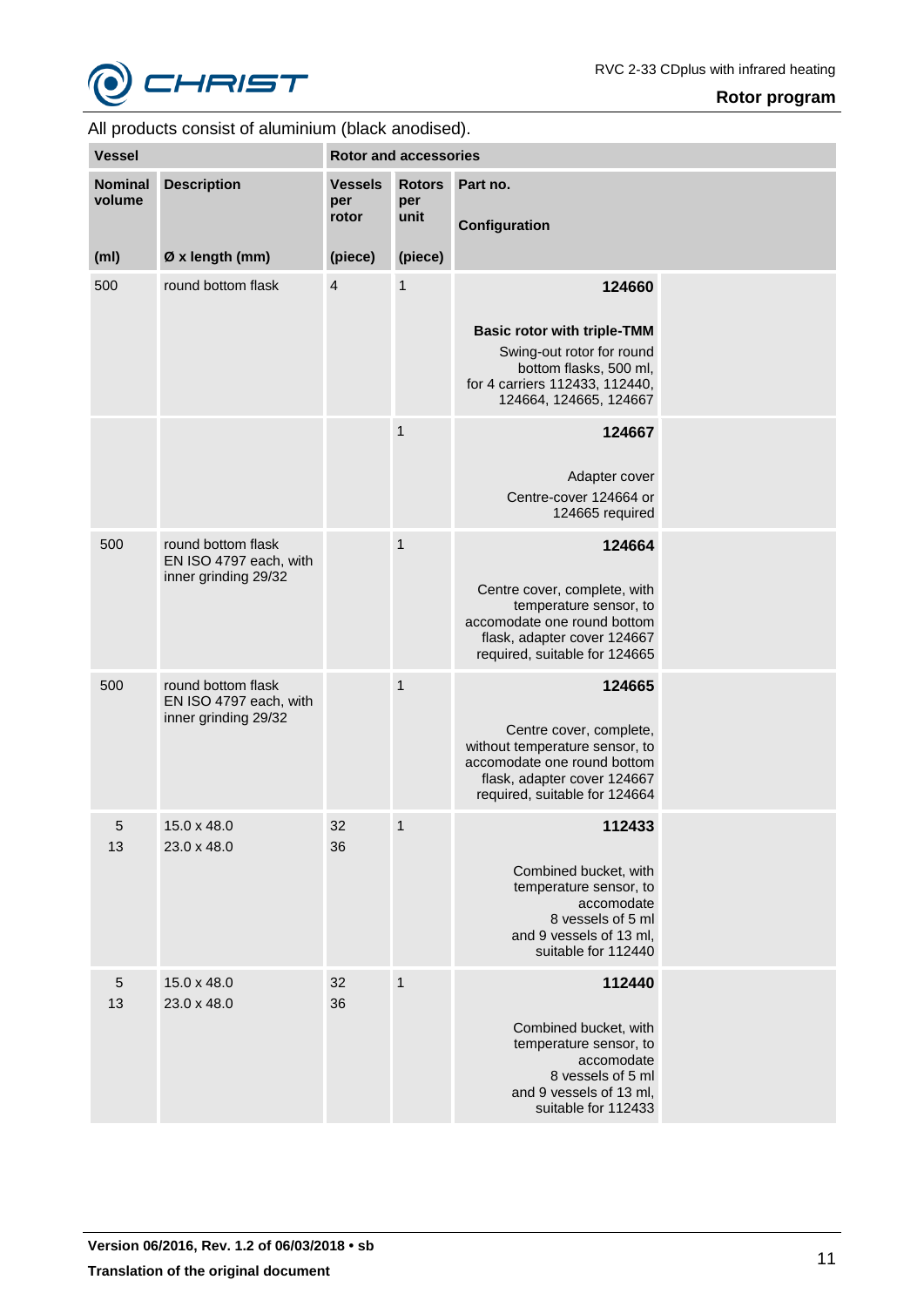All products consist of aluminium (black anodised).

| Vessel | | Rotor and accessories | | |
|---|---|---|---|---|
| **Nominal volume** (ml) | **Description** Ø x length (mm) | **Vessels per rotor** (piece) | **Rotors per unit** (piece) | **Part no.** **Configuration** |
| 500 | round bottom flask | 4 | 1 | **124660** **Basic rotor with triple-TMM** Swing-out rotor for round bottom flasks, 500 ml, for 4 carriers 112433, 112440, 124664, 124665, 124667 |
| | | | 1 | **124667** Adapter cover Centre-cover 124664 or 124665 required |
| 500 | round bottom flask EN ISO 4797 each, with inner grinding 29/32 | | 1 | **124664** Centre cover, complete, with temperature sensor, to accomodate one round bottom flask, adapter cover 124667 required, suitable for 124665 |
| 500 | round bottom flask EN ISO 4797 each, with inner grinding 29/32 | | 1 | **124665** Centre cover, complete, without temperature sensor, to accomodate one round bottom flask, adapter cover 124667 required, suitable for 124664 |
| 5<br>13 | 15.0 x 48.0<br>23.0 x 48.0 | 32<br>36 | 1 | **112433** Combined bucket, with temperature sensor, to accomodate 8 vessels of 5 ml and 9 vessels of 13 ml, suitable for 112440 |
| 5<br>13 | 15.0 x 48.0<br>23.0 x 48.0 | 32<br>36 | 1 | **112440** Combined bucket, with temperature sensor, to accomodate 8 vessels of 5 ml and 9 vessels of 13 ml, suitable for 112433 |

**Version 06/2016, Rev. 1.2 of 06/03/2018 • sb**

**Translation of the original document**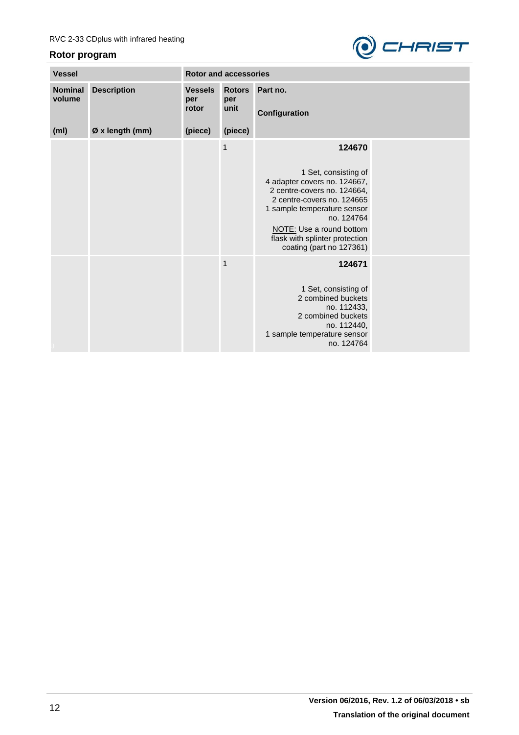## Rotor program

| Vessel | | Rotor and accessories | | | |
|---|---|---|---|---|---|
| Nominal volume | Description | Vessels per rotor | Rotors per unit | Part no.<br><br>Configuration | |
| (ml) | Ø x length (mm) | (piece) | (piece) | | |
| | | | 1 | **124670**<br><br>1 Set, consisting of 4 adapter covers no. 124667, 2 centre-covers no. 124664, 2 centre-covers no. 124665 1 sample temperature sensor no. 124764<br>NOTE: Use a round bottom flask with splinter protection coating (part no 127361) | |
| | | | 1 | **124671**<br><br>1 Set, consisting of 2 combined buckets no. 112433, 2 combined buckets no. 112440, 1 sample temperature sensor no. 124764 | |

Version 06/2016, Rev. 1.2 of 06/03/2018 • sb

Translation of the original document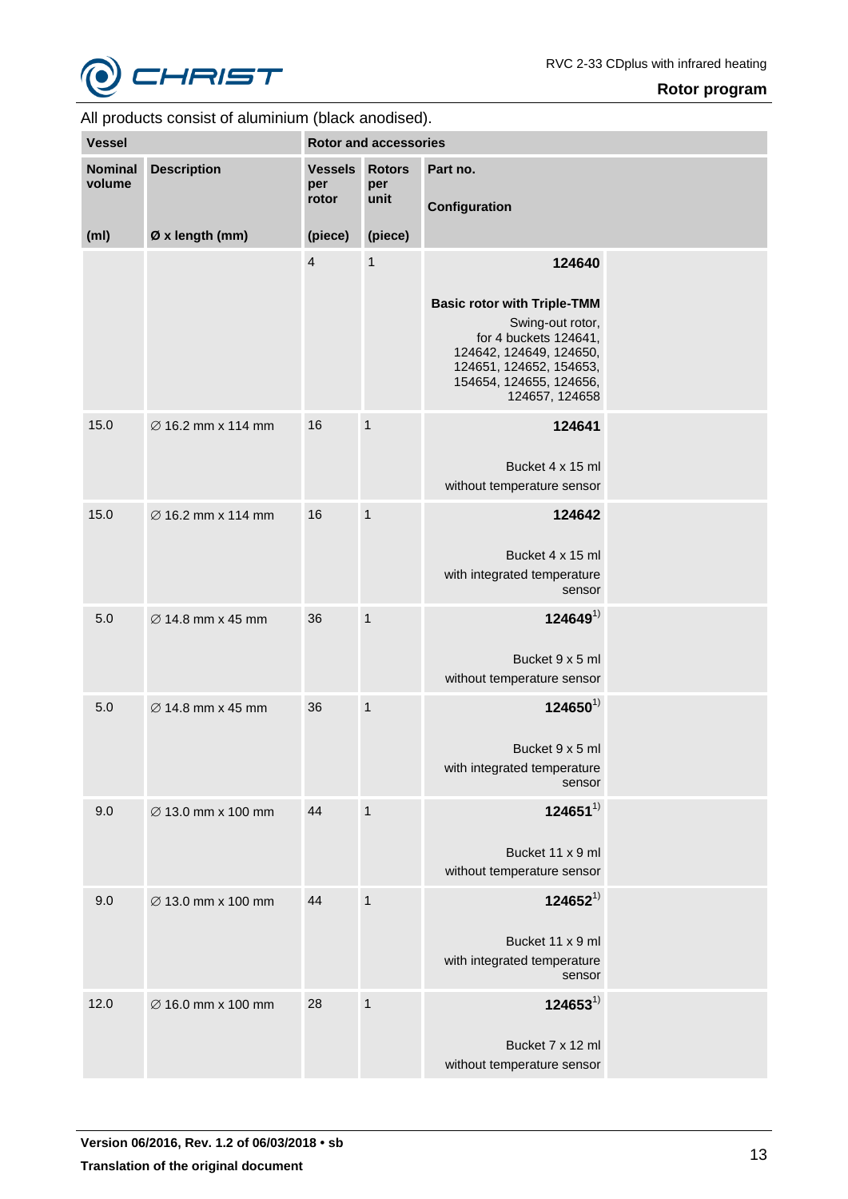All products consist of aluminium (black anodised).

| Vessel | | Rotor and accessories | | | |
|---|---|---|---|---|---|
| Nominal volume (ml) | Description Ø x length (mm) | Vessels per rotor (piece) | Rotors per unit (piece) | Part no. Configuration | |
| | | 4 | 1 | **124640** **Basic rotor with Triple-TMM** Swing-out rotor, for 4 buckets 124641, 124642, 124649, 124650, 124651, 124652, 154653, 154654, 124655, 124656, 124657, 124658 | |
| 15.0 | ∅ 16.2 mm x 114 mm | 16 | 1 | **124641** Bucket 4 x 15 ml without temperature sensor | |
| 15.0 | ∅ 16.2 mm x 114 mm | 16 | 1 | **124642** Bucket 4 x 15 ml with integrated temperature sensor | |
| 5.0 | ∅ 14.8 mm x 45 mm | 36 | 1 | **124649**[1)] Bucket 9 x 5 ml without temperature sensor | |
| 5.0 | ∅ 14.8 mm x 45 mm | 36 | 1 | **124650**[1)] Bucket 9 x 5 ml with integrated temperature sensor | |
| 9.0 | ∅ 13.0 mm x 100 mm | 44 | 1 | **124651**[1)] Bucket 11 x 9 ml without temperature sensor | |
| 9.0 | ∅ 13.0 mm x 100 mm | 44 | 1 | **124652**[1)] Bucket 11 x 9 ml with integrated temperature sensor | |
| 12.0 | ∅ 16.0 mm x 100 mm | 28 | 1 | **124653**[1)] Bucket 7 x 12 ml without temperature sensor | |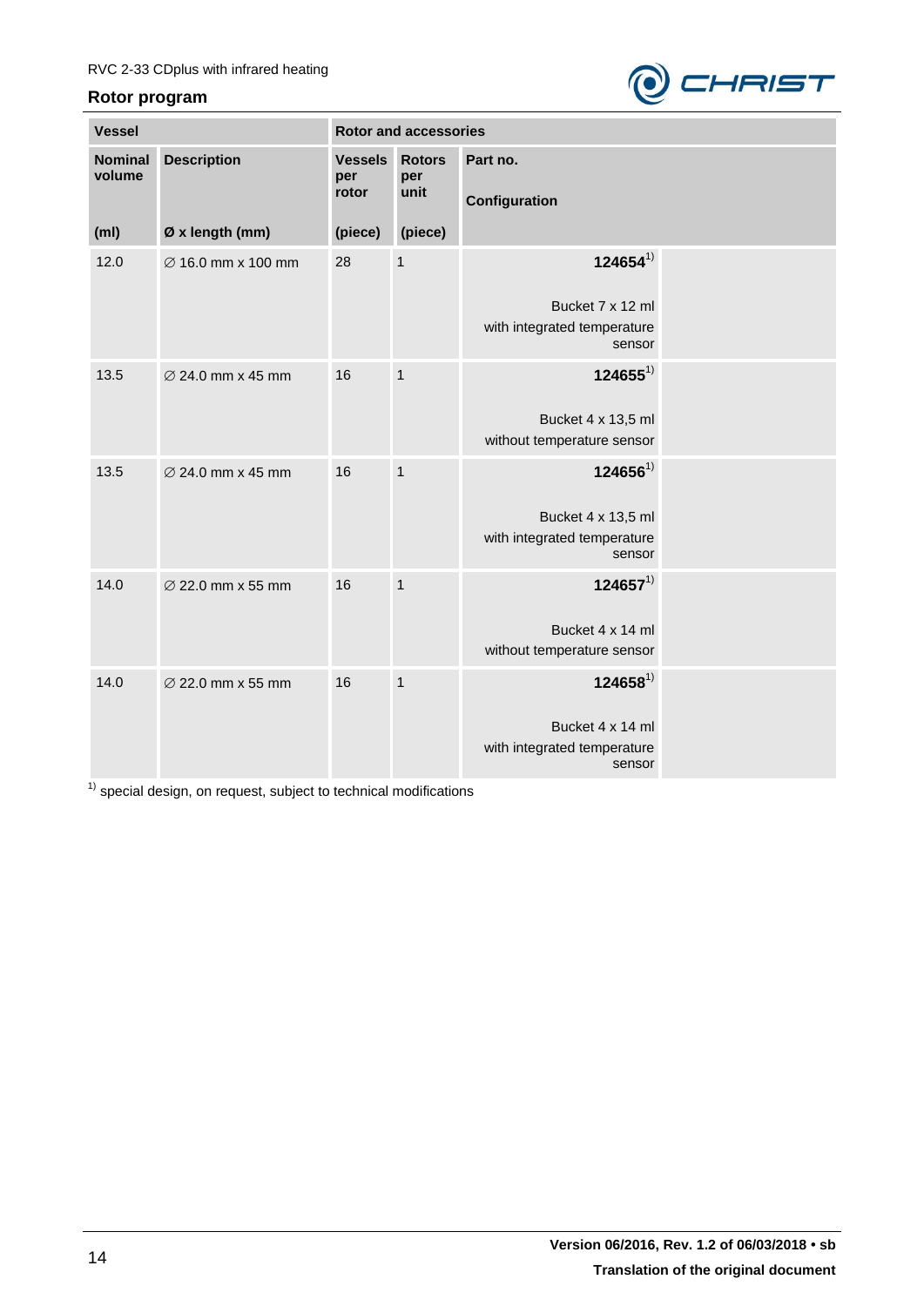RVC 2-33 CDplus with infrared heating

## Rotor program

| Vessel | | Rotor and accessories | | |
|---|---|---|---|---|
| Nominal volume (ml) | Description Ø x length (mm) | Vessels per rotor (piece) | Rotors per unit (piece) | Part no. Configuration |
| 12.0 | ∅ 16.0 mm x 100 mm | 28 | 1 | **124654**[1) ] Bucket 7 x 12 ml with integrated temperature sensor |
| 13.5 | ∅ 24.0 mm x 45 mm | 16 | 1 | **124655**[1) ] Bucket 4 x 13,5 ml without temperature sensor |
| 13.5 | ∅ 24.0 mm x 45 mm | 16 | 1 | **124656**[1) ] Bucket 4 x 13,5 ml with integrated temperature sensor |
| 14.0 | ∅ 22.0 mm x 55 mm | 16 | 1 | **124657**[1) ] Bucket 4 x 14 ml without temperature sensor |
| 14.0 | ∅ 22.0 mm x 55 mm | 16 | 1 | **124658**[1) ] Bucket 4 x 14 ml with integrated temperature sensor |

[1)] special design, on request, subject to technical modifications

**Version 06/2016, Rev. 1.2 of 06/03/2018 • sb**

**Translation of the original document**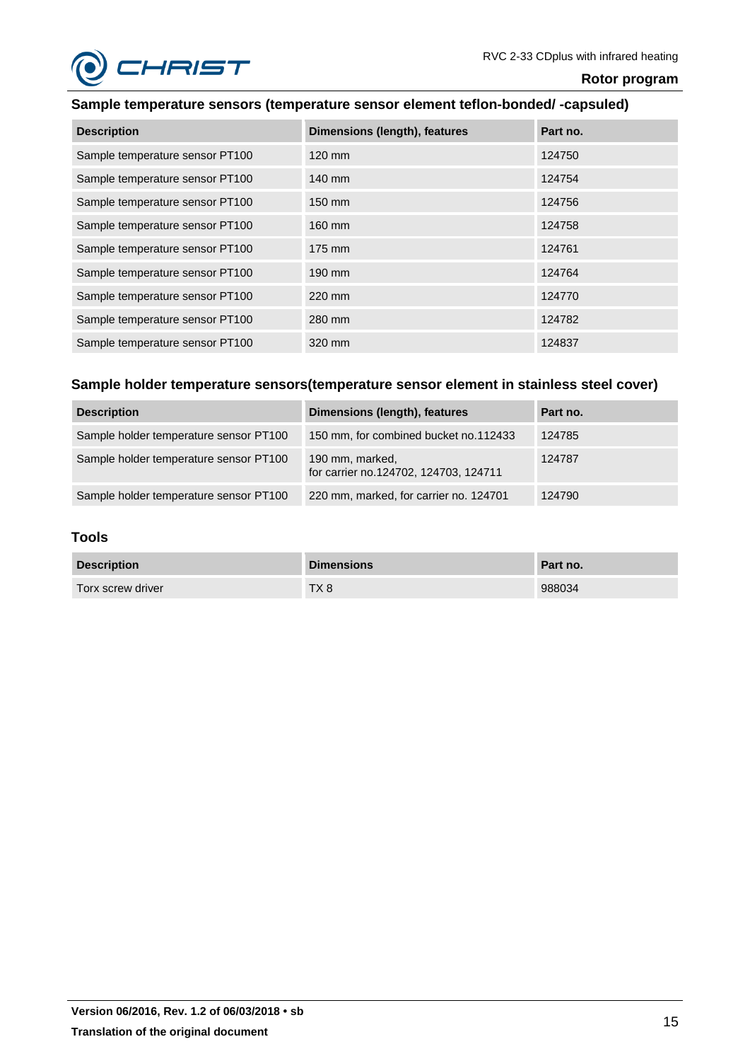## Sample temperature sensors (temperature sensor element teflon-bonded/ -capsuled)

| Description | Dimensions (length), features | Part no. |
|---|---|---|
| Sample temperature sensor PT100 | 120 mm | 124750 |
| Sample temperature sensor PT100 | 140 mm | 124754 |
| Sample temperature sensor PT100 | 150 mm | 124756 |
| Sample temperature sensor PT100 | 160 mm | 124758 |
| Sample temperature sensor PT100 | 175 mm | 124761 |
| Sample temperature sensor PT100 | 190 mm | 124764 |
| Sample temperature sensor PT100 | 220 mm | 124770 |
| Sample temperature sensor PT100 | 280 mm | 124782 |
| Sample temperature sensor PT100 | 320 mm | 124837 |

## Sample holder temperature sensors(temperature sensor element in stainless steel cover)

| Description | Dimensions (length), features | Part no. |
|---|---|---|
| Sample holder temperature sensor PT100 | 150 mm, for combined bucket no.112433 | 124785 |
| Sample holder temperature sensor PT100 | 190 mm, marked, for carrier no.124702, 124703, 124711 | 124787 |
| Sample holder temperature sensor PT100 | 220 mm, marked, for carrier no. 124701 | 124790 |

## Tools

| Description | Dimensions | Part no. |
|---|---|---|
| Torx screw driver | TX 8 | 988034 |